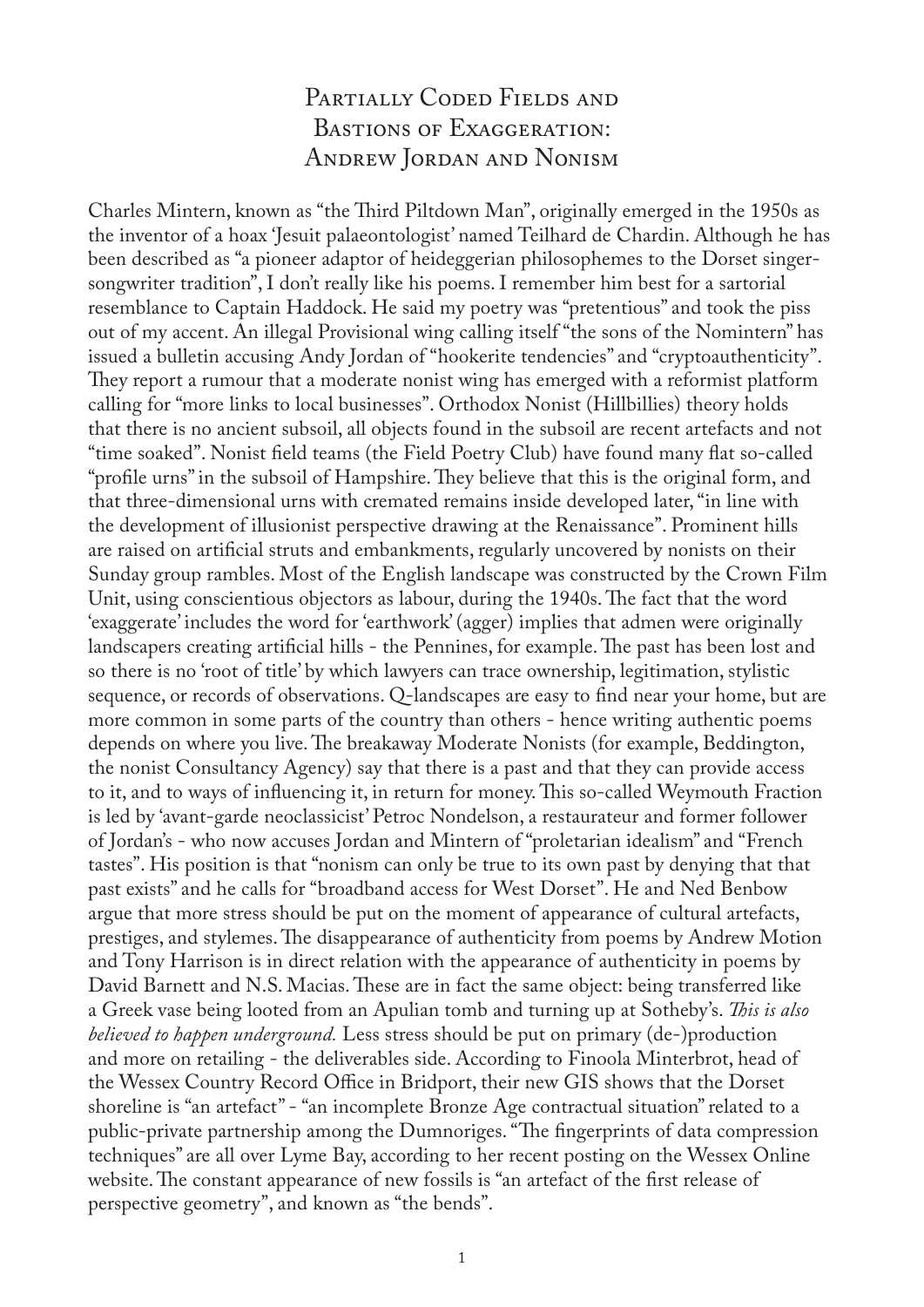# Partially Coded Fields and Bastions of Exaggeration: Andrew Jordan and Nonism

Charles Mintern, known as "the Third Piltdown Man", originally emerged in the 1950s as the inventor of a hoax 'Jesuit palaeontologist' named Teilhard de Chardin. Although he has been described as "a pioneer adaptor of heideggerian philosophemes to the Dorset singer-songwriter tradition", I don't really like his poems. I remember him best for a sartorial resemblance to Captain Haddock. He said my poetry was "pretentious" and took the piss out of my accent. An illegal Provisional wing calling itself "the sons of the Nomintern" has issued a bulletin accusing Andy Jordan of "hookerite tendencies" and "cryptoauthenticity". They report a rumour that a moderate nonist wing has emerged with a reformist platform calling for "more links to local businesses". Orthodox Nonist (Hillbillies) theory holds that there is no ancient subsoil, all objects found in the subsoil are recent artefacts and not "time soaked". Nonist field teams (the Field Poetry Club) have found many flat so-called "profile urns" in the subsoil of Hampshire. They believe that this is the original form, and that three-dimensional urns with cremated remains inside developed later, "in line with the development of illusionist perspective drawing at the Renaissance". Prominent hills are raised on artificial struts and embankments, regularly uncovered by nonists on their Sunday group rambles. Most of the English landscape was constructed by the Crown Film Unit, using conscientious objectors as labour, during the 1940s. The fact that the word 'exaggerate' includes the word for 'earthwork' (agger) implies that admen were originally landscapers creating artificial hills - the Pennines, for example. The past has been lost and so there is no 'root of title' by which lawyers can trace ownership, legitimation, stylistic sequence, or records of observations. Q-landscapes are easy to find near your home, but are more common in some parts of the country than others - hence writing authentic poems depends on where you live. The breakaway Moderate Nonists (for example, Beddington, the nonist Consultancy Agency) say that there is a past and that they can provide access to it, and to ways of influencing it, in return for money. This so-called Weymouth Fraction is led by 'avant-garde neoclassicist' Petroc Nondelson, a restaurateur and former follower of Jordan's - who now accuses Jordan and Mintern of "proletarian idealism" and "French tastes". His position is that "nonism can only be true to its own past by denying that that past exists" and he calls for "broadband access for West Dorset". He and Ned Benbow argue that more stress should be put on the moment of appearance of cultural artefacts, prestiges, and stylemes. The disappearance of authenticity from poems by Andrew Motion and Tony Harrison is in direct relation with the appearance of authenticity in poems by David Barnett and N.S. Macias. These are in fact the same object: being transferred like a Greek vase being looted from an Apulian tomb and turning up at Sotheby's. *This is also believed to happen underground.* Less stress should be put on primary (de-)production and more on retailing - the deliverables side. According to Finoola Minterbrot, head of the Wessex Country Record Office in Bridport, their new GIS shows that the Dorset shoreline is "an artefact" - "an incomplete Bronze Age contractual situation" related to a public-private partnership among the Dumnoriges. "The fingerprints of data compression techniques" are all over Lyme Bay, according to her recent posting on the Wessex Online website. The constant appearance of new fossils is "an artefact of the first release of perspective geometry", and known as "the bends".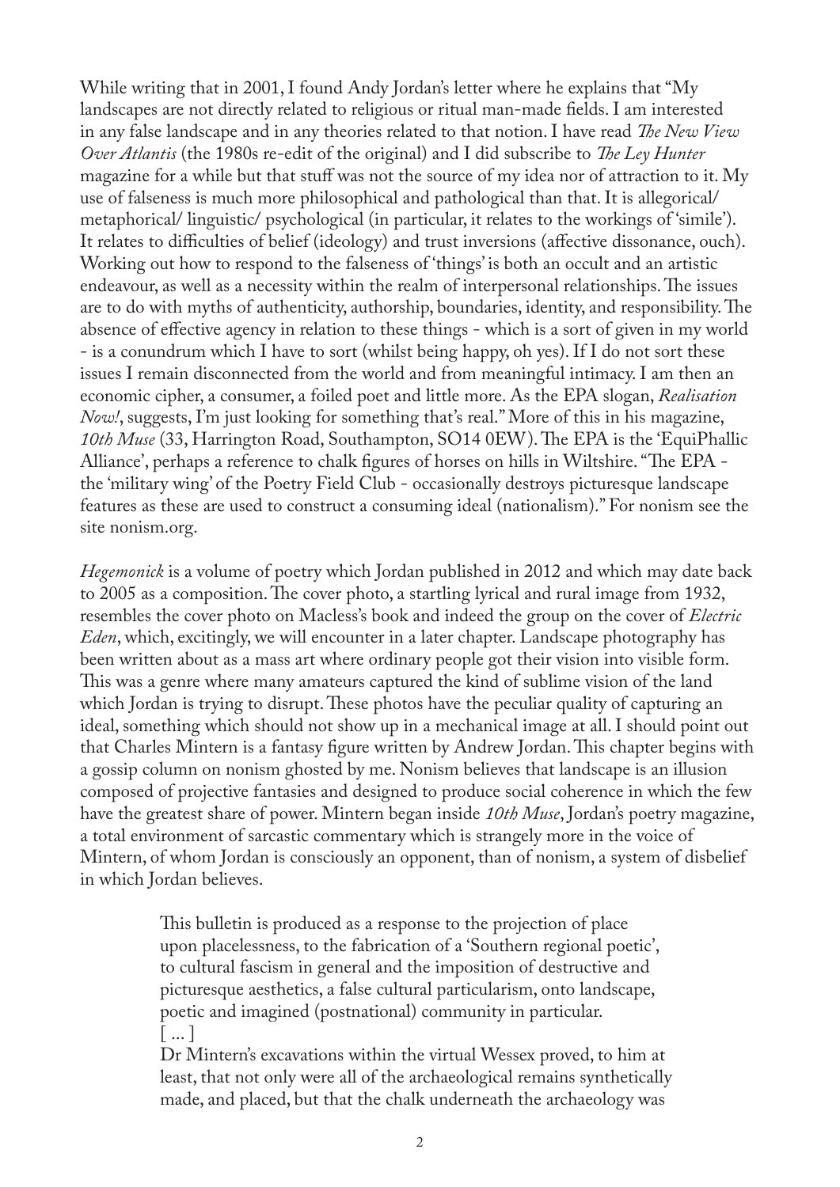While writing that in 2001, I found Andy Jordan's letter where he explains that "My landscapes are not directly related to religious or ritual man-made fields. I am interested in any false landscape and in any theories related to that notion. I have read *The New View Over Atlantis* (the 1980s re-edit of the original) and I did subscribe to *The Ley Hunter* magazine for a while but that stuff was not the source of my idea nor of attraction to it. My use of falseness is much more philosophical and pathological than that. It is allegorical/ metaphorical/ linguistic/ psychological (in particular, it relates to the workings of 'simile'). It relates to difficulties of belief (ideology) and trust inversions (affective dissonance, ouch). Working out how to respond to the falseness of 'things' is both an occult and an artistic endeavour, as well as a necessity within the realm of interpersonal relationships. The issues are to do with myths of authenticity, authorship, boundaries, identity, and responsibility. The absence of effective agency in relation to these things - which is a sort of given in my world - is a conundrum which I have to sort (whilst being happy, oh yes). If I do not sort these issues I remain disconnected from the world and from meaningful intimacy. I am then an economic cipher, a consumer, a foiled poet and little more. As the EPA slogan, *Realisation Now!*, suggests, I'm just looking for something that's real." More of this in his magazine, *10th Muse* (33, Harrington Road, Southampton, SO14 0EW). The EPA is the 'EquiPhallic Alliance', perhaps a reference to chalk figures of horses on hills in Wiltshire. "The EPA - the 'military wing' of the Poetry Field Club - occasionally destroys picturesque landscape features as these are used to construct a consuming ideal (nationalism)." For nonism see the site nonism.org.

*Hegemonick* is a volume of poetry which Jordan published in 2012 and which may date back to 2005 as a composition. The cover photo, a startling lyrical and rural image from 1932, resembles the cover photo on Macless's book and indeed the group on the cover of *Electric Eden*, which, excitingly, we will encounter in a later chapter. Landscape photography has been written about as a mass art where ordinary people got their vision into visible form. This was a genre where many amateurs captured the kind of sublime vision of the land which Jordan is trying to disrupt. These photos have the peculiar quality of capturing an ideal, something which should not show up in a mechanical image at all. I should point out that Charles Mintern is a fantasy figure written by Andrew Jordan. This chapter begins with a gossip column on nonism ghosted by me. Nonism believes that landscape is an illusion composed of projective fantasies and designed to produce social coherence in which the few have the greatest share of power. Mintern began inside *10th Muse*, Jordan's poetry magazine, a total environment of sarcastic commentary which is strangely more in the voice of Mintern, of whom Jordan is consciously an opponent, than of nonism, a system of disbelief in which Jordan believes.

> This bulletin is produced as a response to the projection of place upon placelessness, to the fabrication of a 'Southern regional poetic', to cultural fascism in general and the imposition of destructive and picturesque aesthetics, a false cultural particularism, onto landscape, poetic and imagined (postnational) community in particular.
> [ ... ]
> Dr Mintern's excavations within the virtual Wessex proved, to him at least, that not only were all of the archaeological remains synthetically made, and placed, but that the chalk underneath the archaeology was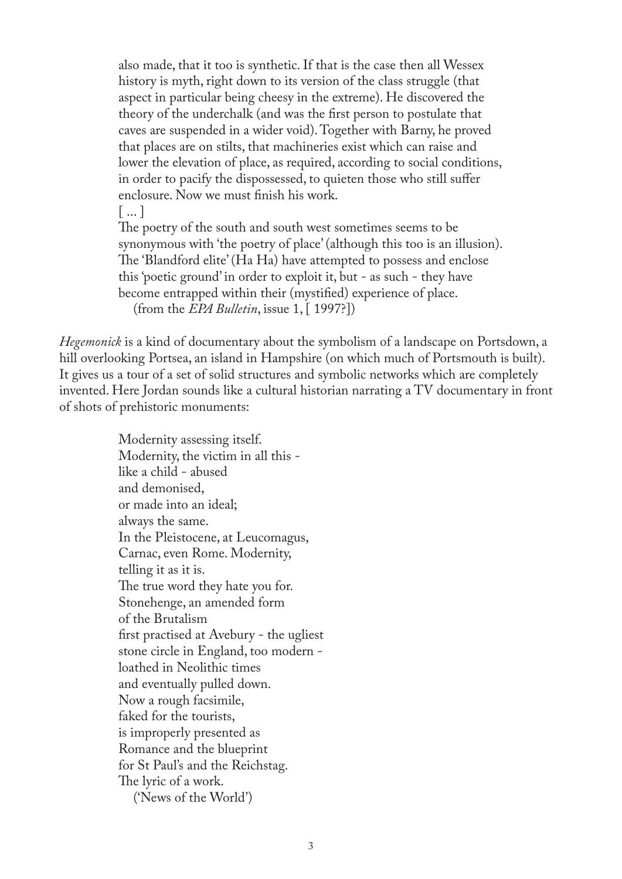also made, that it too is synthetic. If that is the case then all Wessex history is myth, right down to its version of the class struggle (that aspect in particular being cheesy in the extreme). He discovered the theory of the underchalk (and was the first person to postulate that caves are suspended in a wider void). Together with Barny, he proved that places are on stilts, that machineries exist which can raise and lower the elevation of place, as required, according to social conditions, in order to pacify the dispossessed, to quieten those who still suffer enclosure. Now we must finish his work.

[ ... ]

The poetry of the south and south west sometimes seems to be synonymous with 'the poetry of place' (although this too is an illusion). The 'Blandford elite' (Ha Ha) have attempted to possess and enclose this 'poetic ground' in order to exploit it, but - as such - they have become entrapped within their (mystified) experience of place.

(from the *EPA Bulletin*, issue 1, [ 1997?])

*Hegemonick* is a kind of documentary about the symbolism of a landscape on Portsdown, a hill overlooking Portsea, an island in Hampshire (on which much of Portsmouth is built). It gives us a tour of a set of solid structures and symbolic networks which are completely invented. Here Jordan sounds like a cultural historian narrating a TV documentary in front of shots of prehistoric monuments:

Modernity assessing itself.  
Modernity, the victim in all this -  
like a child - abused  
and demonised,  
or made into an ideal;  
always the same.  
In the Pleistocene, at Leucomagus,  
Carnac, even Rome. Modernity,  
telling it as it is.  
The true word they hate you for.  
Stonehenge, an amended form  
of the Brutalism  
first practised at Avebury - the ugliest  
stone circle in England, too modern -  
loathed in Neolithic times  
and eventually pulled down.  
Now a rough facsimile,  
faked for the tourists,  
is improperly presented as  
Romance and the blueprint  
for St Paul's and the Reichstag.  
The lyric of a work.

('News of the World')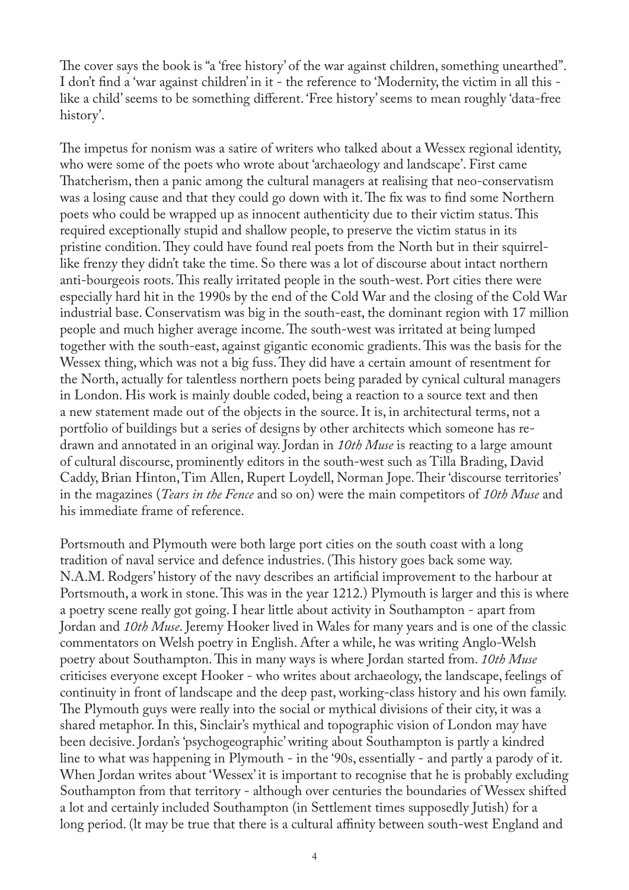The cover says the book is "a 'free history' of the war against children, something unearthed". I don't find a 'war against children' in it - the reference to 'Modernity, the victim in all this - like a child' seems to be something different. 'Free history' seems to mean roughly 'data-free history'.

The impetus for nonism was a satire of writers who talked about a Wessex regional identity, who were some of the poets who wrote about 'archaeology and landscape'. First came Thatcherism, then a panic among the cultural managers at realising that neo-conservatism was a losing cause and that they could go down with it. The fix was to find some Northern poets who could be wrapped up as innocent authenticity due to their victim status. This required exceptionally stupid and shallow people, to preserve the victim status in its pristine condition. They could have found real poets from the North but in their squirrel-like frenzy they didn't take the time. So there was a lot of discourse about intact northern anti-bourgeois roots. This really irritated people in the south-west. Port cities there were especially hard hit in the 1990s by the end of the Cold War and the closing of the Cold War industrial base. Conservatism was big in the south-east, the dominant region with 17 million people and much higher average income. The south-west was irritated at being lumped together with the south-east, against gigantic economic gradients. This was the basis for the Wessex thing, which was not a big fuss. They did have a certain amount of resentment for the North, actually for talentless northern poets being paraded by cynical cultural managers in London. His work is mainly double coded, being a reaction to a source text and then a new statement made out of the objects in the source. It is, in architectural terms, not a portfolio of buildings but a series of designs by other architects which someone has re-drawn and annotated in an original way. Jordan in *10th Muse* is reacting to a large amount of cultural discourse, prominently editors in the south-west such as Tilla Brading, David Caddy, Brian Hinton, Tim Allen, Rupert Loydell, Norman Jope. Their 'discourse territories' in the magazines (*Tears in the Fence* and so on) were the main competitors of *10th Muse* and his immediate frame of reference.

Portsmouth and Plymouth were both large port cities on the south coast with a long tradition of naval service and defence industries. (This history goes back some way. N.A.M. Rodgers' history of the navy describes an artificial improvement to the harbour at Portsmouth, a work in stone. This was in the year 1212.) Plymouth is larger and this is where a poetry scene really got going. I hear little about activity in Southampton - apart from Jordan and *10th Muse*. Jeremy Hooker lived in Wales for many years and is one of the classic commentators on Welsh poetry in English. After a while, he was writing Anglo-Welsh poetry about Southampton. This in many ways is where Jordan started from. *10th Muse* criticises everyone except Hooker - who writes about archaeology, the landscape, feelings of continuity in front of landscape and the deep past, working-class history and his own family. The Plymouth guys were really into the social or mythical divisions of their city, it was a shared metaphor. In this, Sinclair's mythical and topographic vision of London may have been decisive. Jordan's 'psychogeographic' writing about Southampton is partly a kindred line to what was happening in Plymouth - in the '90s, essentially - and partly a parody of it. When Jordan writes about 'Wessex' it is important to recognise that he is probably excluding Southampton from that territory - although over centuries the boundaries of Wessex shifted a lot and certainly included Southampton (in Settlement times supposedly Jutish) for a long period. (It may be true that there is a cultural affinity between south-west England and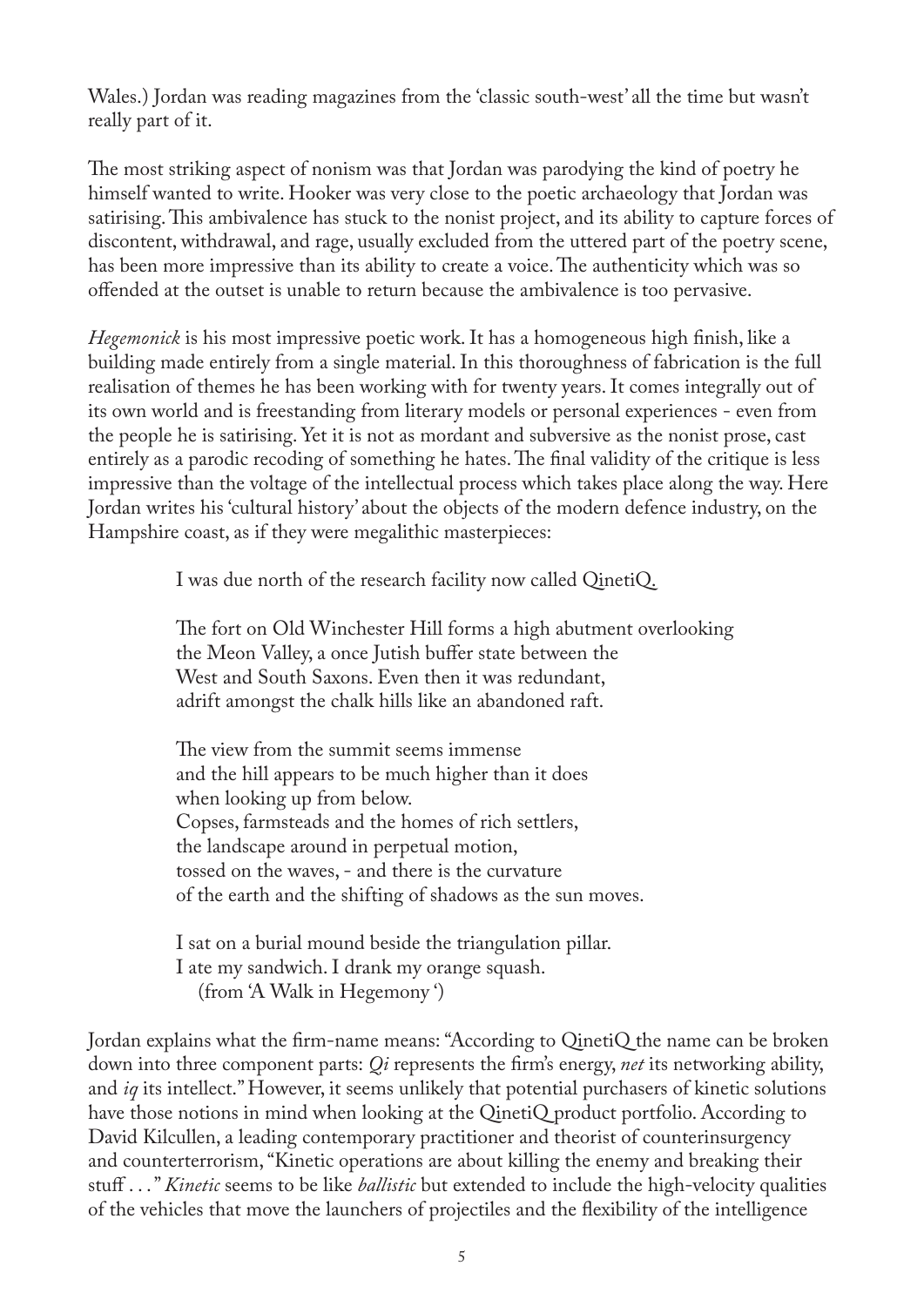Wales.) Jordan was reading magazines from the 'classic south-west' all the time but wasn't really part of it.

The most striking aspect of nonism was that Jordan was parodying the kind of poetry he himself wanted to write. Hooker was very close to the poetic archaeology that Jordan was satirising. This ambivalence has stuck to the nonist project, and its ability to capture forces of discontent, withdrawal, and rage, usually excluded from the uttered part of the poetry scene, has been more impressive than its ability to create a voice. The authenticity which was so offended at the outset is unable to return because the ambivalence is too pervasive.

*Hegemonick* is his most impressive poetic work. It has a homogeneous high finish, like a building made entirely from a single material. In this thoroughness of fabrication is the full realisation of themes he has been working with for twenty years. It comes integrally out of its own world and is freestanding from literary models or personal experiences - even from the people he is satirising. Yet it is not as mordant and subversive as the nonist prose, cast entirely as a parodic recoding of something he hates. The final validity of the critique is less impressive than the voltage of the intellectual process which takes place along the way. Here Jordan writes his 'cultural history' about the objects of the modern defence industry, on the Hampshire coast, as if they were megalithic masterpieces:

> I was due north of the research facility now called QinetiQ.
>
> The fort on Old Winchester Hill forms a high abutment overlooking
> the Meon Valley, a once Jutish buffer state between the
> West and South Saxons. Even then it was redundant,
> adrift amongst the chalk hills like an abandoned raft.
>
> The view from the summit seems immense
> and the hill appears to be much higher than it does
> when looking up from below.
> Copses, farmsteads and the homes of rich settlers,
> the landscape around in perpetual motion,
> tossed on the waves, - and there is the curvature
> of the earth and the shifting of shadows as the sun moves.
>
> I sat on a burial mound beside the triangulation pillar.
> I ate my sandwich. I drank my orange squash.
> (from 'A Walk in Hegemony ')

Jordan explains what the firm-name means: "According to QinetiQ the name can be broken down into three component parts: *Qi* represents the firm's energy, *net* its networking ability, and *iq* its intellect." However, it seems unlikely that potential purchasers of kinetic solutions have those notions in mind when looking at the QinetiQ product portfolio. According to David Kilcullen, a leading contemporary practitioner and theorist of counterinsurgency and counterterrorism, "Kinetic operations are about killing the enemy and breaking their stuff . . ." *Kinetic* seems to be like *ballistic* but extended to include the high-velocity qualities of the vehicles that move the launchers of projectiles and the flexibility of the intelligence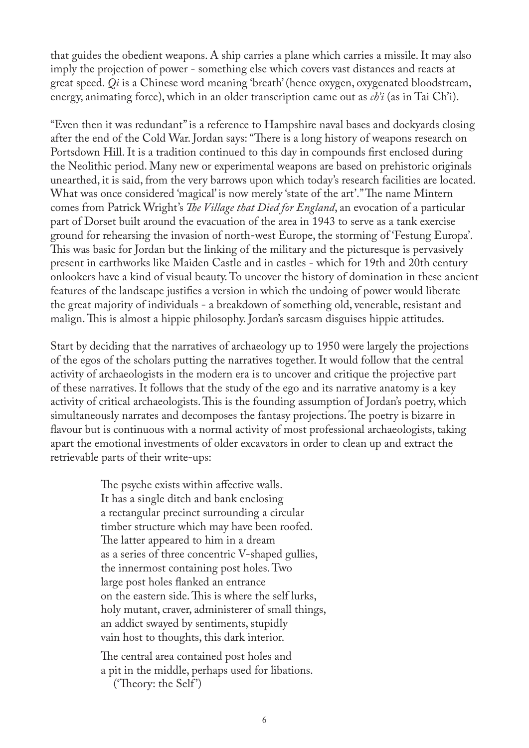that guides the obedient weapons. A ship carries a plane which carries a missile. It may also imply the projection of power - something else which covers vast distances and reacts at great speed. *Qi* is a Chinese word meaning 'breath' (hence oxygen, oxygenated bloodstream, energy, animating force), which in an older transcription came out as *ch'i* (as in Tai Ch'i).

"Even then it was redundant" is a reference to Hampshire naval bases and dockyards closing after the end of the Cold War. Jordan says: "There is a long history of weapons research on Portsdown Hill. It is a tradition continued to this day in compounds first enclosed during the Neolithic period. Many new or experimental weapons are based on prehistoric originals unearthed, it is said, from the very barrows upon which today's research facilities are located. What was once considered 'magical' is now merely 'state of the art'." The name Mintern comes from Patrick Wright's *The Village that Died for England*, an evocation of a particular part of Dorset built around the evacuation of the area in 1943 to serve as a tank exercise ground for rehearsing the invasion of north-west Europe, the storming of 'Festung Europa'. This was basic for Jordan but the linking of the military and the picturesque is pervasively present in earthworks like Maiden Castle and in castles - which for 19th and 20th century onlookers have a kind of visual beauty. To uncover the history of domination in these ancient features of the landscape justifies a version in which the undoing of power would liberate the great majority of individuals - a breakdown of something old, venerable, resistant and malign. This is almost a hippie philosophy. Jordan's sarcasm disguises hippie attitudes.

Start by deciding that the narratives of archaeology up to 1950 were largely the projections of the egos of the scholars putting the narratives together. It would follow that the central activity of archaeologists in the modern era is to uncover and critique the projective part of these narratives. It follows that the study of the ego and its narrative anatomy is a key activity of critical archaeologists. This is the founding assumption of Jordan's poetry, which simultaneously narrates and decomposes the fantasy projections. The poetry is bizarre in flavour but is continuous with a normal activity of most professional archaeologists, taking apart the emotional investments of older excavators in order to clean up and extract the retrievable parts of their write-ups:

> The psyche exists within affective walls.
> It has a single ditch and bank enclosing
> a rectangular precinct surrounding a circular
> timber structure which may have been roofed.
> The latter appeared to him in a dream
> as a series of three concentric V-shaped gullies,
> the innermost containing post holes. Two
> large post holes flanked an entrance
> on the eastern side. This is where the self lurks,
> holy mutant, craver, administerer of small things,
> an addict swayed by sentiments, stupidly
> vain host to thoughts, this dark interior.
>
> The central area contained post holes and
> a pit in the middle, perhaps used for libations.
> ('Theory: the Self')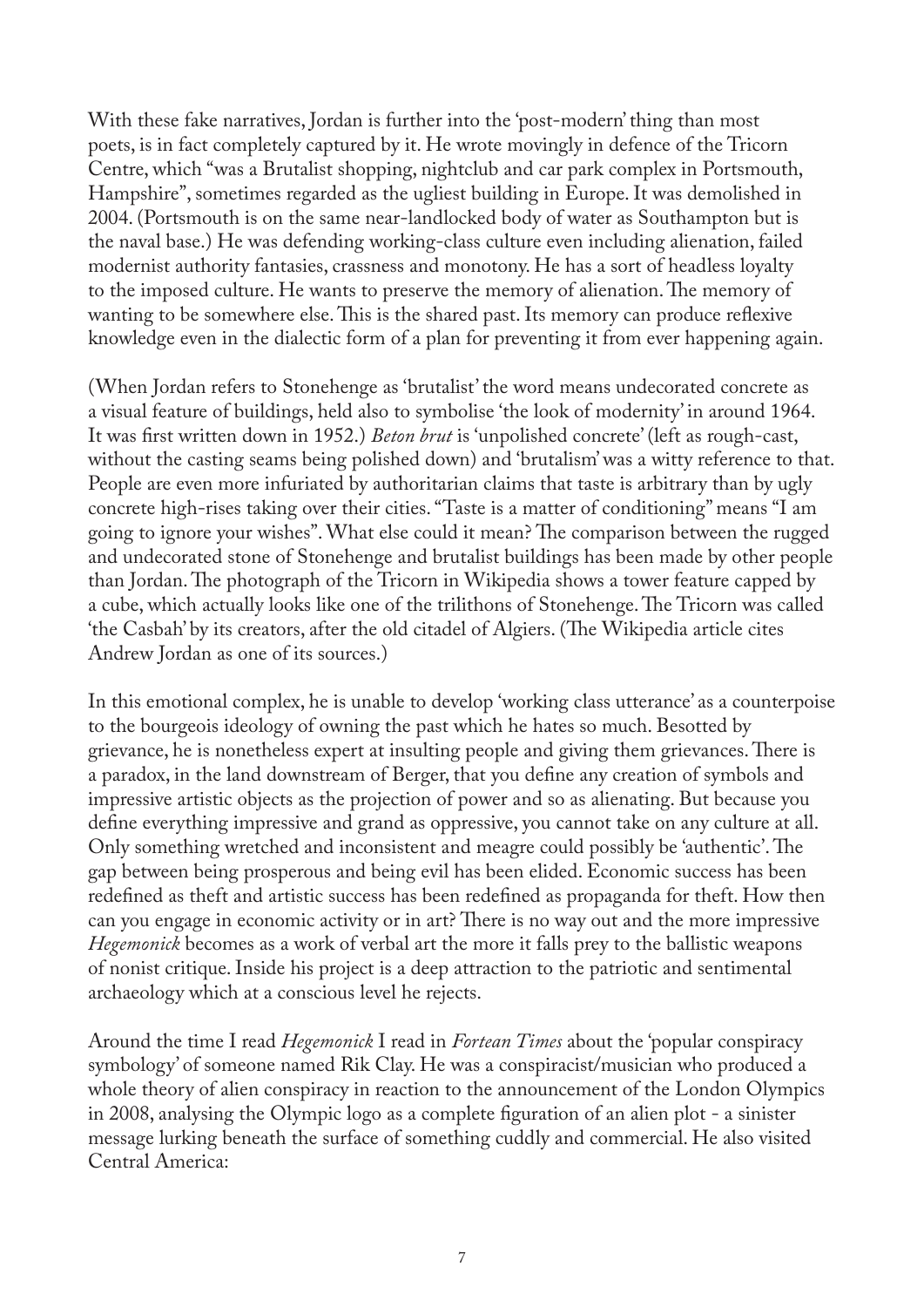With these fake narratives, Jordan is further into the 'post-modern' thing than most poets, is in fact completely captured by it. He wrote movingly in defence of the Tricorn Centre, which "was a Brutalist shopping, nightclub and car park complex in Portsmouth, Hampshire", sometimes regarded as the ugliest building in Europe. It was demolished in 2004. (Portsmouth is on the same near-landlocked body of water as Southampton but is the naval base.) He was defending working-class culture even including alienation, failed modernist authority fantasies, crassness and monotony. He has a sort of headless loyalty to the imposed culture. He wants to preserve the memory of alienation. The memory of wanting to be somewhere else. This is the shared past. Its memory can produce reflexive knowledge even in the dialectic form of a plan for preventing it from ever happening again.

(When Jordan refers to Stonehenge as 'brutalist' the word means undecorated concrete as a visual feature of buildings, held also to symbolise 'the look of modernity' in around 1964. It was first written down in 1952.) *Beton brut* is 'unpolished concrete' (left as rough-cast, without the casting seams being polished down) and 'brutalism' was a witty reference to that. People are even more infuriated by authoritarian claims that taste is arbitrary than by ugly concrete high-rises taking over their cities. "Taste is a matter of conditioning" means "I am going to ignore your wishes". What else could it mean? The comparison between the rugged and undecorated stone of Stonehenge and brutalist buildings has been made by other people than Jordan. The photograph of the Tricorn in Wikipedia shows a tower feature capped by a cube, which actually looks like one of the trilithons of Stonehenge. The Tricorn was called 'the Casbah' by its creators, after the old citadel of Algiers. (The Wikipedia article cites Andrew Jordan as one of its sources.)

In this emotional complex, he is unable to develop 'working class utterance' as a counterpoise to the bourgeois ideology of owning the past which he hates so much. Besotted by grievance, he is nonetheless expert at insulting people and giving them grievances. There is a paradox, in the land downstream of Berger, that you define any creation of symbols and impressive artistic objects as the projection of power and so as alienating. But because you define everything impressive and grand as oppressive, you cannot take on any culture at all. Only something wretched and inconsistent and meagre could possibly be 'authentic'. The gap between being prosperous and being evil has been elided. Economic success has been redefined as theft and artistic success has been redefined as propaganda for theft. How then can you engage in economic activity or in art? There is no way out and the more impressive *Hegemonick* becomes as a work of verbal art the more it falls prey to the ballistic weapons of nonist critique. Inside his project is a deep attraction to the patriotic and sentimental archaeology which at a conscious level he rejects.

Around the time I read *Hegemonick* I read in *Fortean Times* about the 'popular conspiracy symbology' of someone named Rik Clay. He was a conspiracist/musician who produced a whole theory of alien conspiracy in reaction to the announcement of the London Olympics in 2008, analysing the Olympic logo as a complete figuration of an alien plot - a sinister message lurking beneath the surface of something cuddly and commercial. He also visited Central America: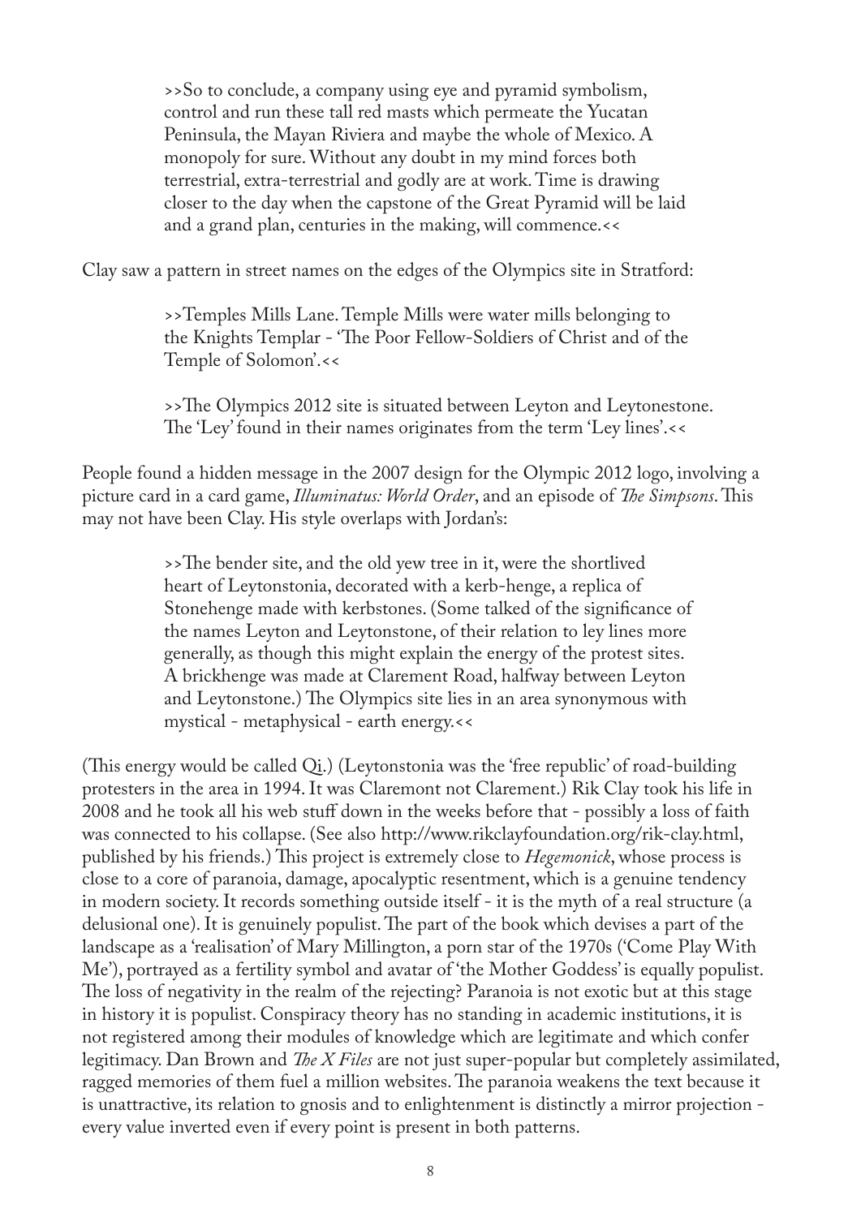>>So to conclude, a company using eye and pyramid symbolism, control and run these tall red masts which permeate the Yucatan Peninsula, the Mayan Riviera and maybe the whole of Mexico. A monopoly for sure. Without any doubt in my mind forces both terrestrial, extra-terrestrial and godly are at work. Time is drawing closer to the day when the capstone of the Great Pyramid will be laid and a grand plan, centuries in the making, will commence.<<

Clay saw a pattern in street names on the edges of the Olympics site in Stratford:

>>Temples Mills Lane. Temple Mills were water mills belonging to the Knights Templar - 'The Poor Fellow-Soldiers of Christ and of the Temple of Solomon'.<<

>>The Olympics 2012 site is situated between Leyton and Leytonestone. The 'Ley' found in their names originates from the term 'Ley lines'.<<

People found a hidden message in the 2007 design for the Olympic 2012 logo, involving a picture card in a card game, *Illuminatus: World Order*, and an episode of *The Simpsons*. This may not have been Clay. His style overlaps with Jordan's:

>>The bender site, and the old yew tree in it, were the shortlived heart of Leytonstonia, decorated with a kerb-henge, a replica of Stonehenge made with kerbstones. (Some talked of the significance of the names Leyton and Leytonstone, of their relation to ley lines more generally, as though this might explain the energy of the protest sites. A brickhenge was made at Clarement Road, halfway between Leyton and Leytonstone.) The Olympics site lies in an area synonymous with mystical - metaphysical - earth energy.<<

(This energy would be called Qi.) (Leytonstonia was the 'free republic' of road-building protesters in the area in 1994. It was Claremont not Clarement.) Rik Clay took his life in 2008 and he took all his web stuff down in the weeks before that - possibly a loss of faith was connected to his collapse. (See also http://www.rikclayfoundation.org/rik-clay.html, published by his friends.) This project is extremely close to *Hegemonick*, whose process is close to a core of paranoia, damage, apocalyptic resentment, which is a genuine tendency in modern society. It records something outside itself - it is the myth of a real structure (a delusional one). It is genuinely populist. The part of the book which devises a part of the landscape as a 'realisation' of Mary Millington, a porn star of the 1970s ('Come Play With Me'), portrayed as a fertility symbol and avatar of 'the Mother Goddess' is equally populist. The loss of negativity in the realm of the rejecting? Paranoia is not exotic but at this stage in history it is populist. Conspiracy theory has no standing in academic institutions, it is not registered among their modules of knowledge which are legitimate and which confer legitimacy. Dan Brown and *The X Files* are not just super-popular but completely assimilated, ragged memories of them fuel a million websites. The paranoia weakens the text because it is unattractive, its relation to gnosis and to enlightenment is distinctly a mirror projection - every value inverted even if every point is present in both patterns.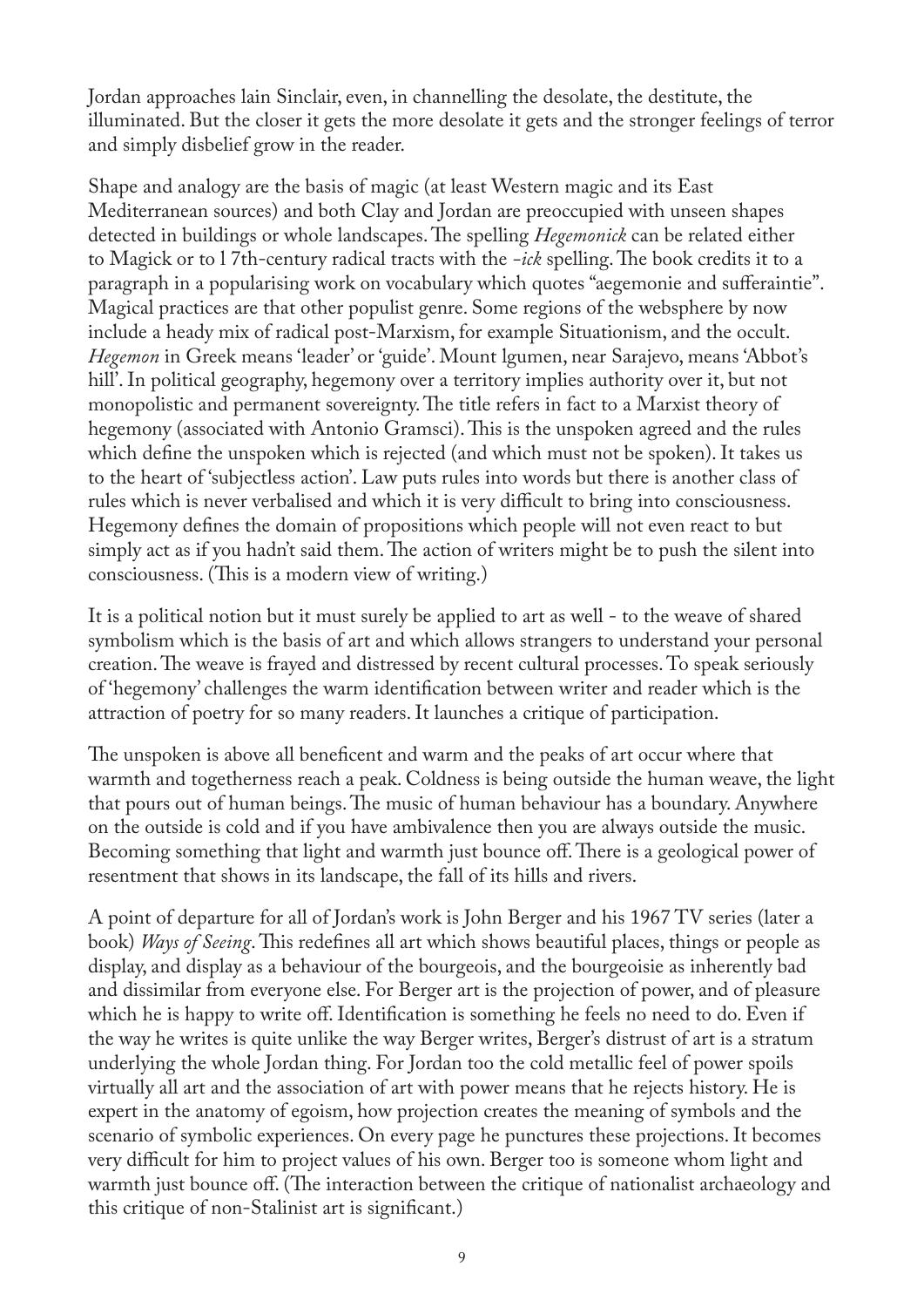Jordan approaches Iain Sinclair, even, in channelling the desolate, the destitute, the illuminated. But the closer it gets the more desolate it gets and the stronger feelings of terror and simply disbelief grow in the reader.

Shape and analogy are the basis of magic (at least Western magic and its East Mediterranean sources) and both Clay and Jordan are preoccupied with unseen shapes detected in buildings or whole landscapes. The spelling *Hegemonick* can be related either to Magick or to 17th-century radical tracts with the *-ick* spelling. The book credits it to a paragraph in a popularising work on vocabulary which quotes "aegemonie and sufferaintie". Magical practices are that other populist genre. Some regions of the websphere by now include a heady mix of radical post-Marxism, for example Situationism, and the occult. *Hegemon* in Greek means 'leader' or 'guide'. Mount Igumen, near Sarajevo, means 'Abbot's hill'. In political geography, hegemony over a territory implies authority over it, but not monopolistic and permanent sovereignty. The title refers in fact to a Marxist theory of hegemony (associated with Antonio Gramsci). This is the unspoken agreed and the rules which define the unspoken which is rejected (and which must not be spoken). It takes us to the heart of 'subjectless action'. Law puts rules into words but there is another class of rules which is never verbalised and which it is very difficult to bring into consciousness. Hegemony defines the domain of propositions which people will not even react to but simply act as if you hadn't said them. The action of writers might be to push the silent into consciousness. (This is a modern view of writing.)

It is a political notion but it must surely be applied to art as well - to the weave of shared symbolism which is the basis of art and which allows strangers to understand your personal creation. The weave is frayed and distressed by recent cultural processes. To speak seriously of 'hegemony' challenges the warm identification between writer and reader which is the attraction of poetry for so many readers. It launches a critique of participation.

The unspoken is above all beneficent and warm and the peaks of art occur where that warmth and togetherness reach a peak. Coldness is being outside the human weave, the light that pours out of human beings. The music of human behaviour has a boundary. Anywhere on the outside is cold and if you have ambivalence then you are always outside the music. Becoming something that light and warmth just bounce off. There is a geological power of resentment that shows in its landscape, the fall of its hills and rivers.

A point of departure for all of Jordan's work is John Berger and his 1967 TV series (later a book) *Ways of Seeing*. This redefines all art which shows beautiful places, things or people as display, and display as a behaviour of the bourgeois, and the bourgeoisie as inherently bad and dissimilar from everyone else. For Berger art is the projection of power, and of pleasure which he is happy to write off. Identification is something he feels no need to do. Even if the way he writes is quite unlike the way Berger writes, Berger's distrust of art is a stratum underlying the whole Jordan thing. For Jordan too the cold metallic feel of power spoils virtually all art and the association of art with power means that he rejects history. He is expert in the anatomy of egoism, how projection creates the meaning of symbols and the scenario of symbolic experiences. On every page he punctures these projections. It becomes very difficult for him to project values of his own. Berger too is someone whom light and warmth just bounce off. (The interaction between the critique of nationalist archaeology and this critique of non-Stalinist art is significant.)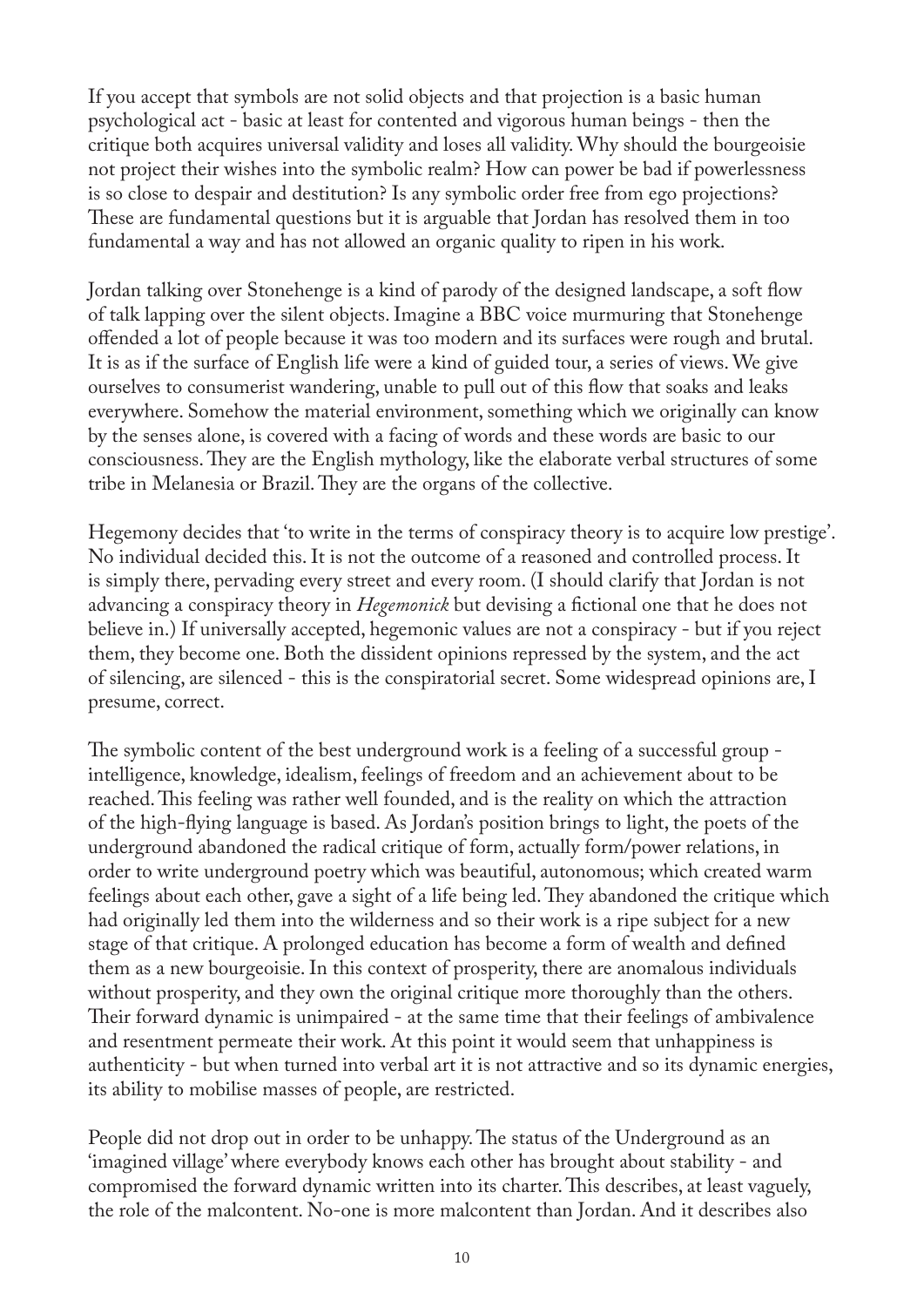If you accept that symbols are not solid objects and that projection is a basic human psychological act - basic at least for contented and vigorous human beings - then the critique both acquires universal validity and loses all validity. Why should the bourgeoisie not project their wishes into the symbolic realm? How can power be bad if powerlessness is so close to despair and destitution? Is any symbolic order free from ego projections? These are fundamental questions but it is arguable that Jordan has resolved them in too fundamental a way and has not allowed an organic quality to ripen in his work.

Jordan talking over Stonehenge is a kind of parody of the designed landscape, a soft flow of talk lapping over the silent objects. Imagine a BBC voice murmuring that Stonehenge offended a lot of people because it was too modern and its surfaces were rough and brutal. It is as if the surface of English life were a kind of guided tour, a series of views. We give ourselves to consumerist wandering, unable to pull out of this flow that soaks and leaks everywhere. Somehow the material environment, something which we originally can know by the senses alone, is covered with a facing of words and these words are basic to our consciousness. They are the English mythology, like the elaborate verbal structures of some tribe in Melanesia or Brazil. They are the organs of the collective.

Hegemony decides that 'to write in the terms of conspiracy theory is to acquire low prestige'. No individual decided this. It is not the outcome of a reasoned and controlled process. It is simply there, pervading every street and every room. (I should clarify that Jordan is not advancing a conspiracy theory in *Hegemonick* but devising a fictional one that he does not believe in.) If universally accepted, hegemonic values are not a conspiracy - but if you reject them, they become one. Both the dissident opinions repressed by the system, and the act of silencing, are silenced - this is the conspiratorial secret. Some widespread opinions are, I presume, correct.

The symbolic content of the best underground work is a feeling of a successful group - intelligence, knowledge, idealism, feelings of freedom and an achievement about to be reached. This feeling was rather well founded, and is the reality on which the attraction of the high-flying language is based. As Jordan's position brings to light, the poets of the underground abandoned the radical critique of form, actually form/power relations, in order to write underground poetry which was beautiful, autonomous; which created warm feelings about each other, gave a sight of a life being led. They abandoned the critique which had originally led them into the wilderness and so their work is a ripe subject for a new stage of that critique. A prolonged education has become a form of wealth and defined them as a new bourgeoisie. In this context of prosperity, there are anomalous individuals without prosperity, and they own the original critique more thoroughly than the others. Their forward dynamic is unimpaired - at the same time that their feelings of ambivalence and resentment permeate their work. At this point it would seem that unhappiness is authenticity - but when turned into verbal art it is not attractive and so its dynamic energies, its ability to mobilise masses of people, are restricted.

People did not drop out in order to be unhappy. The status of the Underground as an 'imagined village' where everybody knows each other has brought about stability - and compromised the forward dynamic written into its charter. This describes, at least vaguely, the role of the malcontent. No-one is more malcontent than Jordan. And it describes also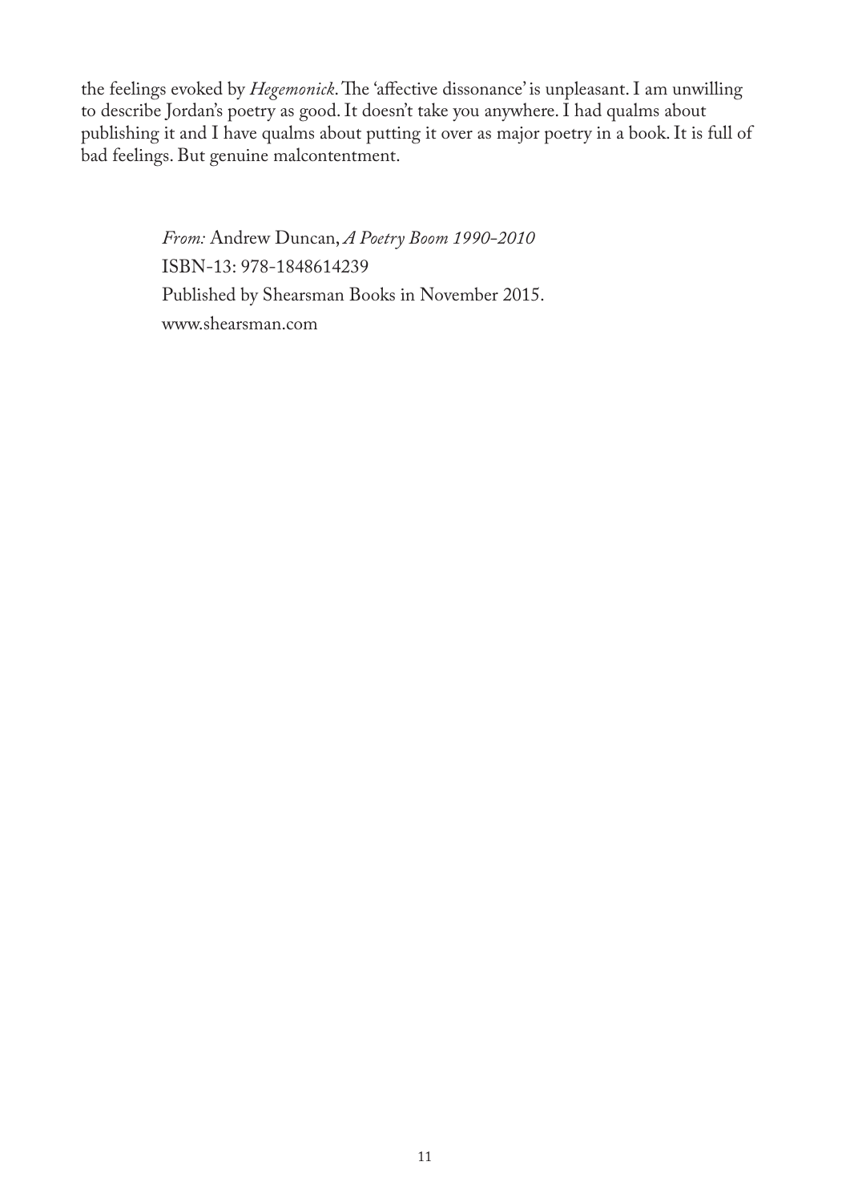the feelings evoked by *Hegemonick*. The 'affective dissonance' is unpleasant. I am unwilling to describe Jordan's poetry as good. It doesn't take you anywhere. I had qualms about publishing it and I have qualms about putting it over as major poetry in a book. It is full of bad feelings. But genuine malcontentment.

*From:* Andrew Duncan, *A Poetry Boom 1990-2010*
ISBN-13: 978-1848614239
Published by Shearsman Books in November 2015.
www.shearsman.com